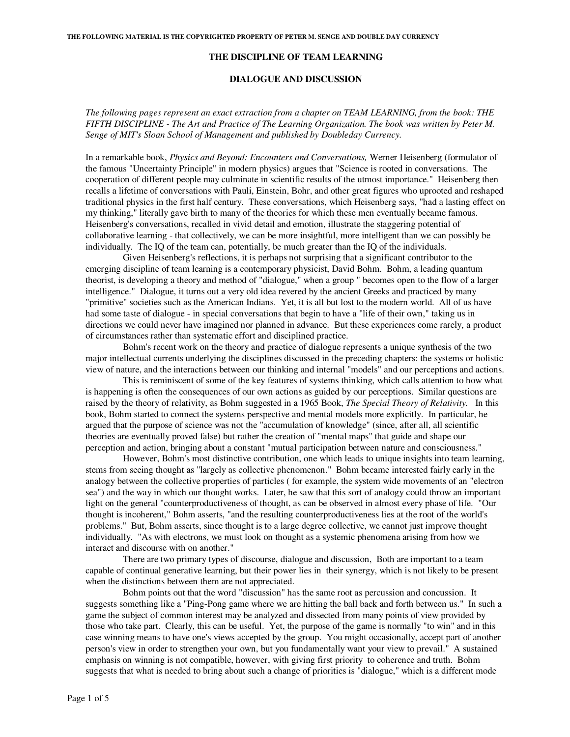THE FOLLOWING MATERIAL IS THE COPYRIGHTED PROPERTY OF PETER M. SENGE AND DOUBLE DAY CURRENCY

# THE DISCIPLINE OF TEAM LEARNING

## DIALOGUE AND DISCUSSION

*The following pages represent an exact extraction from a chapter on TEAM LEARNING, from the book: THE FIFTH DISCIPLINE - The Art and Practice of The Learning Organization. The book was written by Peter M. Senge of MIT's Sloan School of Management and published by Doubleday Currency.*

In a remarkable book, *Physics and Beyond: Encounters and Conversations,* Werner Heisenberg (formulator of the famous "Uncertainty Principle" in modern physics) argues that "Science is rooted in conversations. The cooperation of different people may culminate in scientific results of the utmost importance." Heisenberg then recalls a lifetime of conversations with Pauli, Einstein, Bohr, and other great figures who uprooted and reshaped traditional physics in the first half century. These conversations, which Heisenberg says, "had a lasting effect on my thinking," literally gave birth to many of the theories for which these men eventually became famous. Heisenberg's conversations, recalled in vivid detail and emotion, illustrate the staggering potential of collaborative learning - that collectively, we can be more insightful, more intelligent than we can possibly be individually. The IQ of the team can, potentially, be much greater than the IQ of the individuals.

Given Heisenberg's reflections, it is perhaps not surprising that a significant contributor to the emerging discipline of team learning is a contemporary physicist, David Bohm. Bohm, a leading quantum theorist, is developing a theory and method of "dialogue," when a group " becomes open to the flow of a larger intelligence." Dialogue, it turns out a very old idea revered by the ancient Greeks and practiced by many "primitive" societies such as the American Indians. Yet, it is all but lost to the modern world. All of us have had some taste of dialogue - in special conversations that begin to have a "life of their own," taking us in directions we could never have imagined nor planned in advance. But these experiences come rarely, a product of circumstances rather than systematic effort and disciplined practice.

Bohm's recent work on the theory and practice of dialogue represents a unique synthesis of the two major intellectual currents underlying the disciplines discussed in the preceding chapters: the systems or holistic view of nature, and the interactions between our thinking and internal "models" and our perceptions and actions.

This is reminiscent of some of the key features of systems thinking, which calls attention to how what is happening is often the consequences of our own actions as guided by our perceptions. Similar questions are raised by the theory of relativity, as Bohm suggested in a 1965 Book, *The Special Theory of Relativity*. In this book, Bohm started to connect the systems perspective and mental models more explicitly. In particular, he argued that the purpose of science was not the "accumulation of knowledge" (since, after all, all scientific theories are eventually proved false) but rather the creation of "mental maps" that guide and shape our perception and action, bringing about a constant "mutual participation between nature and consciousness."

However, Bohm's most distinctive contribution, one which leads to unique insights into team learning, stems from seeing thought as "largely as collective phenomenon." Bohm became interested fairly early in the analogy between the collective properties of particles ( for example, the system wide movements of an "electron sea") and the way in which our thought works. Later, he saw that this sort of analogy could throw an important light on the general "counterproductiveness of thought, as can be observed in almost every phase of life. "Our thought is incoherent," Bohm asserts, "and the resulting counterproductiveness lies at the root of the world's problems." But, Bohm asserts, since thought is to a large degree collective, we cannot just improve thought individually. "As with electrons, we must look on thought as a systemic phenomena arising from how we interact and discourse with on another."

There are two primary types of discourse, dialogue and discussion, Both are important to a team capable of continual generative learning, but their power lies in their synergy, which is not likely to be present when the distinctions between them are not appreciated.

Bohm points out that the word "discussion" has the same root as percussion and concussion. It suggests something like a "Ping-Pong game where we are hitting the ball back and forth between us." In such a game the subject of common interest may be analyzed and dissected from many points of view provided by those who take part. Clearly, this can be useful. Yet, the purpose of the game is normally "to win" and in this case winning means to have one's views accepted by the group. You might occasionally, accept part of another person's view in order to strengthen your own, but you fundamentally want your view to prevail." A sustained emphasis on winning is not compatible, however, with giving first priority to coherence and truth. Bohm suggests that what is needed to bring about such a change of priorities is "dialogue," which is a different mode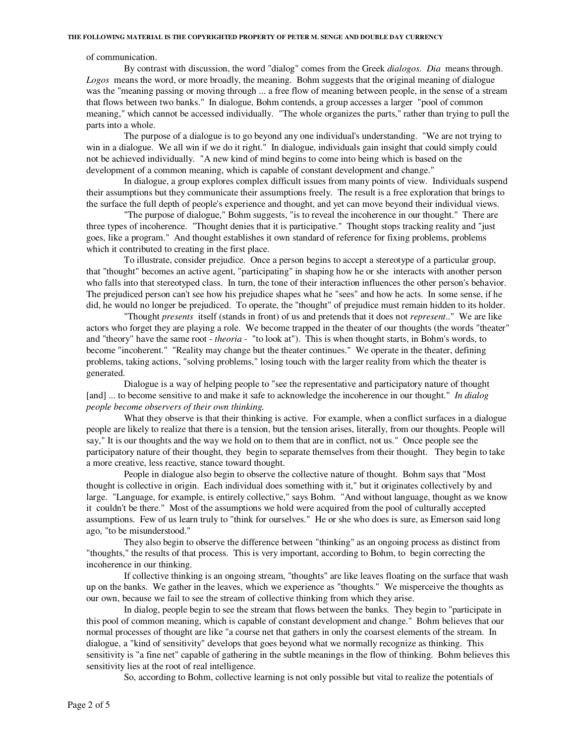of communication.

By contrast with discussion, the word "dialog" comes from the Greek *dialogos. Dia* means through. *Logos* means the word, or more broadly, the meaning. Bohm suggests that the original meaning of dialogue was the "meaning passing or moving through ... a free flow of meaning between people, in the sense of a stream that flows between two banks." In dialogue, Bohm contends, a group accesses a larger "pool of common meaning," which cannot be accessed individually. "The whole organizes the parts," rather than trying to pull the parts into a whole.

The purpose of a dialogue is to go beyond any one individual's understanding. "We are not trying to win in a dialogue. We all win if we do it right." In dialogue, individuals gain insight that could simply could not be achieved individually. "A new kind of mind begins to come into being which is based on the development of a common meaning, which is capable of constant development and change."

In dialogue, a group explores complex difficult issues from many points of view. Individuals suspend their assumptions but they communicate their assumptions freely. The result is a free exploration that brings to the surface the full depth of people's experience and thought, and yet can move beyond their individual views.

"The purpose of dialogue," Bohm suggests, "is to reveal the incoherence in our thought." There are three types of incoherence. "Thought denies that it is participative." Thought stops tracking reality and "just goes, like a program." And thought establishes it own standard of reference for fixing problems, problems which it contributed to creating in the first place.

To illustrate, consider prejudice. Once a person begins to accept a stereotype of a particular group, that "thought" becomes an active agent, "participating" in shaping how he or she interacts with another person who falls into that stereotyped class. In turn, the tone of their interaction influences the other person's behavior. The prejudiced person can't see how his prejudice shapes what he "sees" and how he acts. In some sense, if he did, he would no longer be prejudiced. To operate, the "thought" of prejudice must remain hidden to its holder.

"Thought *presents* itself (stands in front) of us and pretends that it does not *represent*.." We are like actors who forget they are playing a role. We become trapped in the theater of our thoughts (the words "theater" and "theory" have the same root - *theoria* - "to look at"). This is when thought starts, in Bohm's words, to become "incoherent." "Reality may change but the theater continues." We operate in the theater, defining problems, taking actions, "solving problems," losing touch with the larger reality from which the theater is generated.

Dialogue is a way of helping people to "see the representative and participatory nature of thought [and] ... to become sensitive to and make it safe to acknowledge the incoherence in our thought." *In dialog people become observers of their own thinking.*

What they observe is that their thinking is active. For example, when a conflict surfaces in a dialogue people are likely to realize that there is a tension, but the tension arises, literally, from our thoughts. People will say," It is our thoughts and the way we hold on to them that are in conflict, not us." Once people see the participatory nature of their thought, they begin to separate themselves from their thought. They begin to take a more creative, less reactive, stance toward thought.

People in dialogue also begin to observe the collective nature of thought. Bohm says that "Most thought is collective in origin. Each individual does something with it," but it originates collectively by and large. "Language, for example, is entirely collective," says Bohm. "And without language, thought as we know it couldn't be there." Most of the assumptions we hold were acquired from the pool of culturally accepted assumptions. Few of us learn truly to "think for ourselves." He or she who does is sure, as Emerson said long ago, "to be misunderstood."

They also begin to observe the difference between "thinking" as an ongoing process as distinct from "thoughts," the results of that process. This is very important, according to Bohm, to begin correcting the incoherence in our thinking.

If collective thinking is an ongoing stream, "thoughts" are like leaves floating on the surface that wash up on the banks. We gather in the leaves, which we experience as "thoughts." We misperceive the thoughts as our own, because we fail to see the stream of collective thinking from which they arise.

In dialog, people begin to see the stream that flows between the banks. They begin to "participate in this pool of common meaning, which is capable of constant development and change." Bohm believes that our normal processes of thought are like "a course net that gathers in only the coarsest elements of the stream. In dialogue, a "kind of sensitivity" develops that goes beyond what we normally recognize as thinking. This sensitivity is "a fine net" capable of gathering in the subtle meanings in the flow of thinking. Bohm believes this sensitivity lies at the root of real intelligence.

So, according to Bohm, collective learning is not only possible but vital to realize the potentials of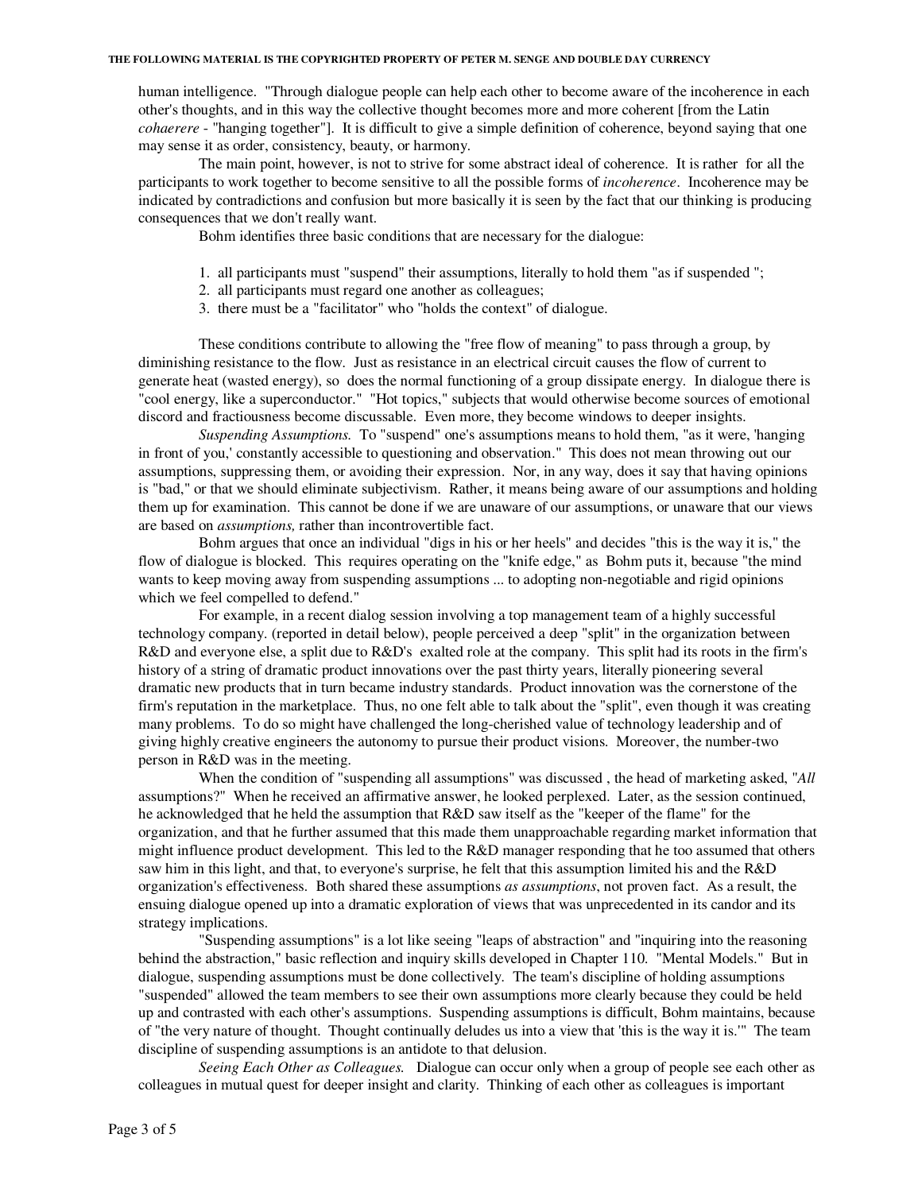human intelligence. "Through dialogue people can help each other to become aware of the incoherence in each other's thoughts, and in this way the collective thought becomes more and more coherent [from the Latin *cohaerere* - "hanging together"]. It is difficult to give a simple definition of coherence, beyond saying that one may sense it as order, consistency, beauty, or harmony.

The main point, however, is not to strive for some abstract ideal of coherence. It is rather for all the participants to work together to become sensitive to all the possible forms of *incoherence*. Incoherence may be indicated by contradictions and confusion but more basically it is seen by the fact that our thinking is producing consequences that we don't really want.

Bohm identifies three basic conditions that are necessary for the dialogue:

1. all participants must "suspend" their assumptions, literally to hold them "as if suspended ";
2. all participants must regard one another as colleagues;
3. there must be a "facilitator" who "holds the context" of dialogue.

These conditions contribute to allowing the "free flow of meaning" to pass through a group, by diminishing resistance to the flow. Just as resistance in an electrical circuit causes the flow of current to generate heat (wasted energy), so does the normal functioning of a group dissipate energy. In dialogue there is "cool energy, like a superconductor." "Hot topics," subjects that would otherwise become sources of emotional discord and fractiousness become discussable. Even more, they become windows to deeper insights.

*Suspending Assumptions.* To "suspend" one's assumptions means to hold them, "as it were, 'hanging in front of you,' constantly accessible to questioning and observation." This does not mean throwing out our assumptions, suppressing them, or avoiding their expression. Nor, in any way, does it say that having opinions is "bad," or that we should eliminate subjectivism. Rather, it means being aware of our assumptions and holding them up for examination. This cannot be done if we are unaware of our assumptions, or unaware that our views are based on *assumptions,* rather than incontrovertible fact.

Bohm argues that once an individual "digs in his or her heels" and decides "this is the way it is," the flow of dialogue is blocked. This requires operating on the "knife edge," as Bohm puts it, because "the mind wants to keep moving away from suspending assumptions ... to adopting non-negotiable and rigid opinions which we feel compelled to defend."

For example, in a recent dialog session involving a top management team of a highly successful technology company. (reported in detail below), people perceived a deep "split" in the organization between R&D and everyone else, a split due to R&D's exalted role at the company. This split had its roots in the firm's history of a string of dramatic product innovations over the past thirty years, literally pioneering several dramatic new products that in turn became industry standards. Product innovation was the cornerstone of the firm's reputation in the marketplace. Thus, no one felt able to talk about the "split", even though it was creating many problems. To do so might have challenged the long-cherished value of technology leadership and of giving highly creative engineers the autonomy to pursue their product visions. Moreover, the number-two person in R&D was in the meeting.

When the condition of "suspending all assumptions" was discussed , the head of marketing asked, "*All* assumptions?" When he received an affirmative answer, he looked perplexed. Later, as the session continued, he acknowledged that he held the assumption that R&D saw itself as the "keeper of the flame" for the organization, and that he further assumed that this made them unapproachable regarding market information that might influence product development. This led to the R&D manager responding that he too assumed that others saw him in this light, and that, to everyone's surprise, he felt that this assumption limited his and the R&D organization's effectiveness. Both shared these assumptions *as assumptions*, not proven fact. As a result, the ensuing dialogue opened up into a dramatic exploration of views that was unprecedented in its candor and its strategy implications.

"Suspending assumptions" is a lot like seeing "leaps of abstraction" and "inquiring into the reasoning behind the abstraction," basic reflection and inquiry skills developed in Chapter 110. "Mental Models." But in dialogue, suspending assumptions must be done collectively. The team's discipline of holding assumptions "suspended" allowed the team members to see their own assumptions more clearly because they could be held up and contrasted with each other's assumptions. Suspending assumptions is difficult, Bohm maintains, because of "the very nature of thought. Thought continually deludes us into a view that 'this is the way it is.'" The team discipline of suspending assumptions is an antidote to that delusion.

*Seeing Each Other as Colleagues.* Dialogue can occur only when a group of people see each other as colleagues in mutual quest for deeper insight and clarity. Thinking of each other as colleagues is important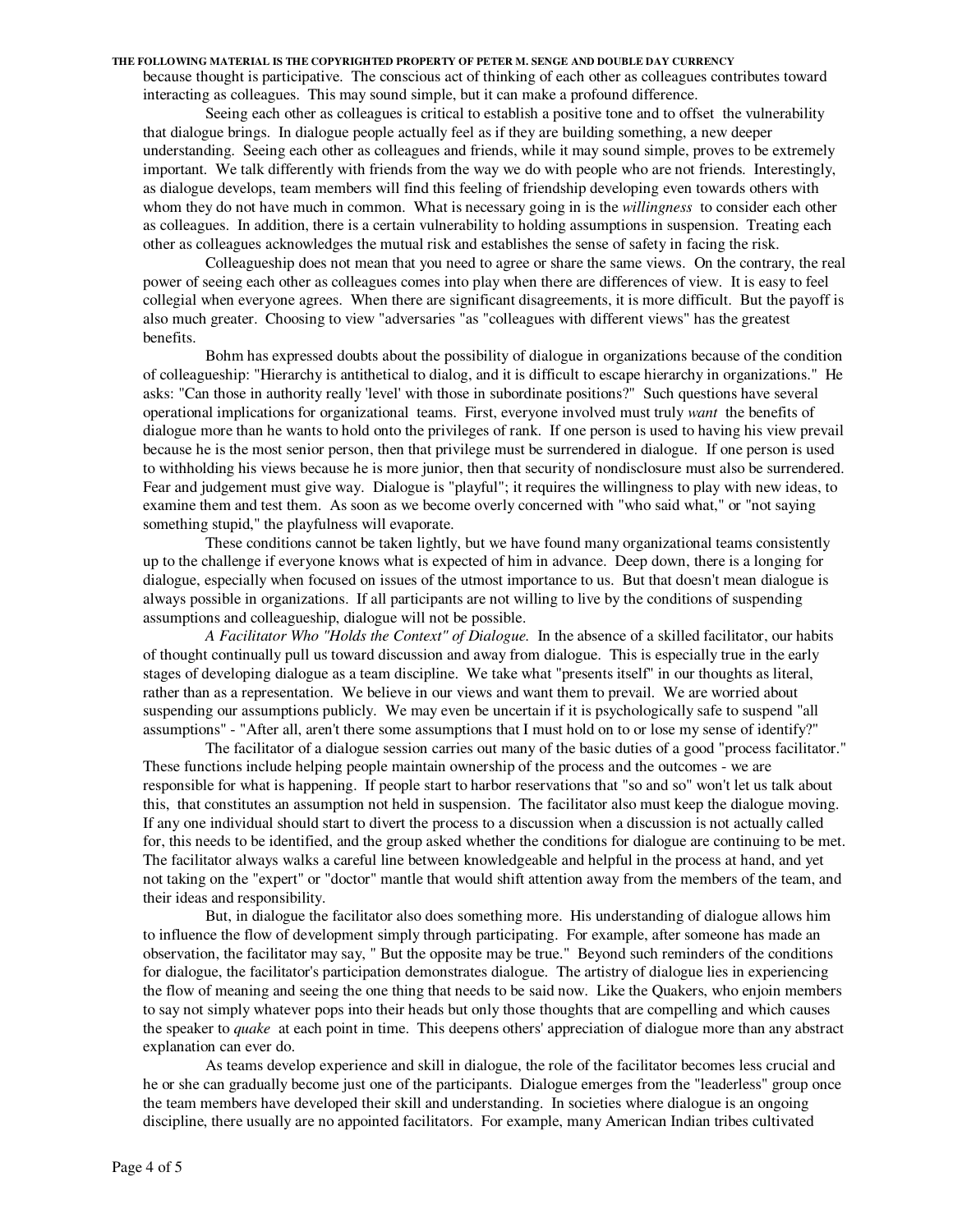because thought is participative. The conscious act of thinking of each other as colleagues contributes toward interacting as colleagues. This may sound simple, but it can make a profound difference.

Seeing each other as colleagues is critical to establish a positive tone and to offset the vulnerability that dialogue brings. In dialogue people actually feel as if they are building something, a new deeper understanding. Seeing each other as colleagues and friends, while it may sound simple, proves to be extremely important. We talk differently with friends from the way we do with people who are not friends. Interestingly, as dialogue develops, team members will find this feeling of friendship developing even towards others with whom they do not have much in common. What is necessary going in is the *willingness* to consider each other as colleagues. In addition, there is a certain vulnerability to holding assumptions in suspension. Treating each other as colleagues acknowledges the mutual risk and establishes the sense of safety in facing the risk.

Colleagueship does not mean that you need to agree or share the same views. On the contrary, the real power of seeing each other as colleagues comes into play when there are differences of view. It is easy to feel collegial when everyone agrees. When there are significant disagreements, it is more difficult. But the payoff is also much greater. Choosing to view "adversaries "as "colleagues with different views" has the greatest benefits.

Bohm has expressed doubts about the possibility of dialogue in organizations because of the condition of colleagueship: "Hierarchy is antithetical to dialog, and it is difficult to escape hierarchy in organizations." He asks: "Can those in authority really 'level' with those in subordinate positions?" Such questions have several operational implications for organizational teams. First, everyone involved must truly *want* the benefits of dialogue more than he wants to hold onto the privileges of rank. If one person is used to having his view prevail because he is the most senior person, then that privilege must be surrendered in dialogue. If one person is used to withholding his views because he is more junior, then that security of nondisclosure must also be surrendered. Fear and judgement must give way. Dialogue is "playful"; it requires the willingness to play with new ideas, to examine them and test them. As soon as we become overly concerned with "who said what," or "not saying something stupid," the playfulness will evaporate.

These conditions cannot be taken lightly, but we have found many organizational teams consistently up to the challenge if everyone knows what is expected of him in advance. Deep down, there is a longing for dialogue, especially when focused on issues of the utmost importance to us. But that doesn't mean dialogue is always possible in organizations. If all participants are not willing to live by the conditions of suspending assumptions and colleagueship, dialogue will not be possible.

*A Facilitator Who "Holds the Context" of Dialogue.* In the absence of a skilled facilitator, our habits of thought continually pull us toward discussion and away from dialogue. This is especially true in the early stages of developing dialogue as a team discipline. We take what "presents itself" in our thoughts as literal, rather than as a representation. We believe in our views and want them to prevail. We are worried about suspending our assumptions publicly. We may even be uncertain if it is psychologically safe to suspend "all assumptions" - "After all, aren't there some assumptions that I must hold on to or lose my sense of identify?"

The facilitator of a dialogue session carries out many of the basic duties of a good "process facilitator." These functions include helping people maintain ownership of the process and the outcomes - we are responsible for what is happening. If people start to harbor reservations that "so and so" won't let us talk about this, that constitutes an assumption not held in suspension. The facilitator also must keep the dialogue moving. If any one individual should start to divert the process to a discussion when a discussion is not actually called for, this needs to be identified, and the group asked whether the conditions for dialogue are continuing to be met. The facilitator always walks a careful line between knowledgeable and helpful in the process at hand, and yet not taking on the "expert" or "doctor" mantle that would shift attention away from the members of the team, and their ideas and responsibility.

But, in dialogue the facilitator also does something more. His understanding of dialogue allows him to influence the flow of development simply through participating. For example, after someone has made an observation, the facilitator may say, " But the opposite may be true." Beyond such reminders of the conditions for dialogue, the facilitator's participation demonstrates dialogue. The artistry of dialogue lies in experiencing the flow of meaning and seeing the one thing that needs to be said now. Like the Quakers, who enjoin members to say not simply whatever pops into their heads but only those thoughts that are compelling and which causes the speaker to *quake* at each point in time. This deepens others' appreciation of dialogue more than any abstract explanation can ever do.

As teams develop experience and skill in dialogue, the role of the facilitator becomes less crucial and he or she can gradually become just one of the participants. Dialogue emerges from the "leaderless" group once the team members have developed their skill and understanding. In societies where dialogue is an ongoing discipline, there usually are no appointed facilitators. For example, many American Indian tribes cultivated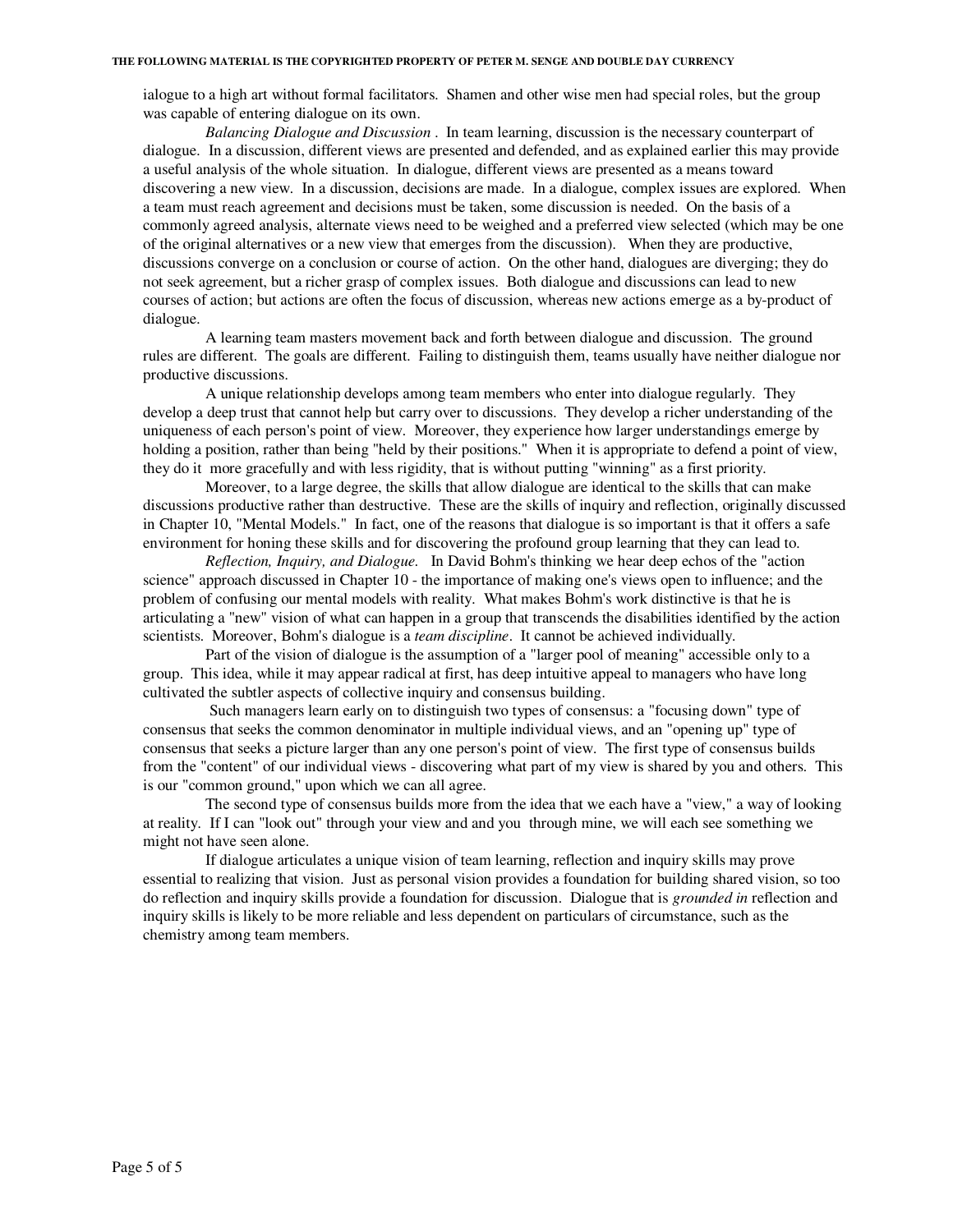ialogue to a high art without formal facilitators. Shamen and other wise men had special roles, but the group was capable of entering dialogue on its own.

*Balancing Dialogue and Discussion* . In team learning, discussion is the necessary counterpart of dialogue. In a discussion, different views are presented and defended, and as explained earlier this may provide a useful analysis of the whole situation. In dialogue, different views are presented as a means toward discovering a new view. In a discussion, decisions are made. In a dialogue, complex issues are explored. When a team must reach agreement and decisions must be taken, some discussion is needed. On the basis of a commonly agreed analysis, alternate views need to be weighed and a preferred view selected (which may be one of the original alternatives or a new view that emerges from the discussion). When they are productive, discussions converge on a conclusion or course of action. On the other hand, dialogues are diverging; they do not seek agreement, but a richer grasp of complex issues. Both dialogue and discussions can lead to new courses of action; but actions are often the focus of discussion, whereas new actions emerge as a by-product of dialogue.

A learning team masters movement back and forth between dialogue and discussion. The ground rules are different. The goals are different. Failing to distinguish them, teams usually have neither dialogue nor productive discussions.

A unique relationship develops among team members who enter into dialogue regularly. They develop a deep trust that cannot help but carry over to discussions. They develop a richer understanding of the uniqueness of each person's point of view. Moreover, they experience how larger understandings emerge by holding a position, rather than being "held by their positions." When it is appropriate to defend a point of view, they do it more gracefully and with less rigidity, that is without putting "winning" as a first priority.

Moreover, to a large degree, the skills that allow dialogue are identical to the skills that can make discussions productive rather than destructive. These are the skills of inquiry and reflection, originally discussed in Chapter 10, "Mental Models." In fact, one of the reasons that dialogue is so important is that it offers a safe environment for honing these skills and for discovering the profound group learning that they can lead to.

*Reflection, Inquiry, and Dialogue.* In David Bohm's thinking we hear deep echos of the "action science" approach discussed in Chapter 10 - the importance of making one's views open to influence; and the problem of confusing our mental models with reality. What makes Bohm's work distinctive is that he is articulating a "new" vision of what can happen in a group that transcends the disabilities identified by the action scientists. Moreover, Bohm's dialogue is a *team discipline*. It cannot be achieved individually.

Part of the vision of dialogue is the assumption of a "larger pool of meaning" accessible only to a group. This idea, while it may appear radical at first, has deep intuitive appeal to managers who have long cultivated the subtler aspects of collective inquiry and consensus building.

Such managers learn early on to distinguish two types of consensus: a "focusing down" type of consensus that seeks the common denominator in multiple individual views, and an "opening up" type of consensus that seeks a picture larger than any one person's point of view. The first type of consensus builds from the "content" of our individual views - discovering what part of my view is shared by you and others. This is our "common ground," upon which we can all agree.

The second type of consensus builds more from the idea that we each have a "view," a way of looking at reality. If I can "look out" through your view and and you through mine, we will each see something we might not have seen alone.

If dialogue articulates a unique vision of team learning, reflection and inquiry skills may prove essential to realizing that vision. Just as personal vision provides a foundation for building shared vision, so too do reflection and inquiry skills provide a foundation for discussion. Dialogue that is *grounded in* reflection and inquiry skills is likely to be more reliable and less dependent on particulars of circumstance, such as the chemistry among team members.